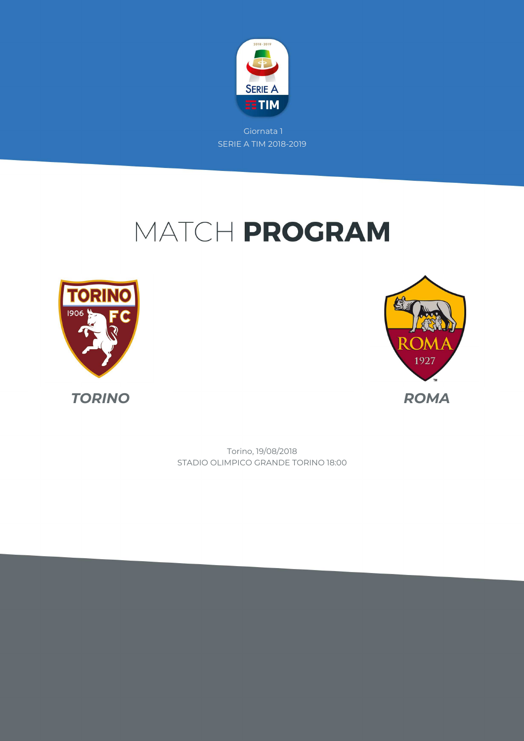Giornata 1

SERIE A TIM 2018-2019

# MATCH **PROGRAM**

**TORINO**

**ROMA**

Torino, 19/08/2018

STADIO OLIMPICO GRANDE TORINO 18:00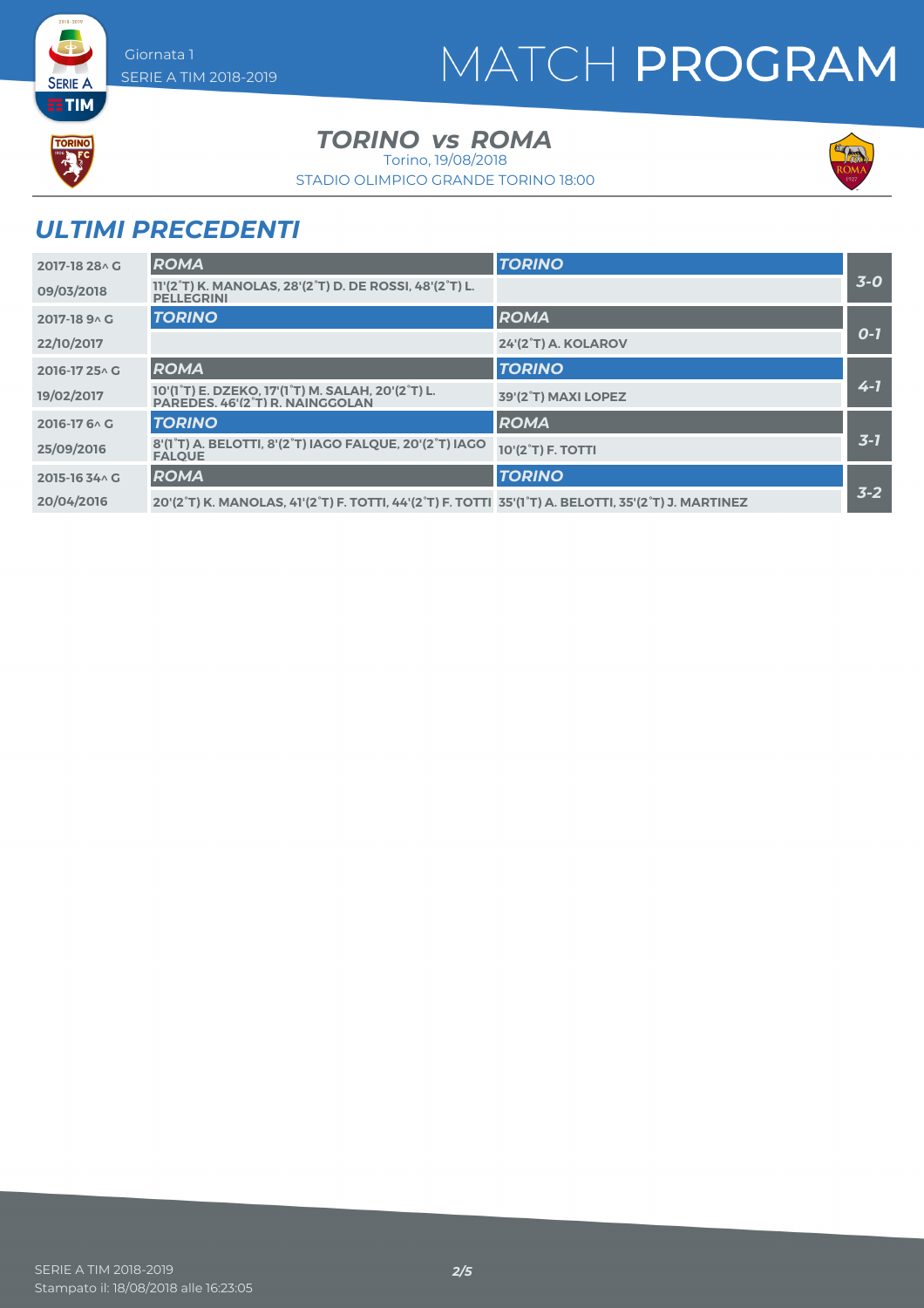Giornata 1
SERIE A TIM 2018-2019

# MATCH PROGRAM

## TORINO vs ROMA

Torino, 19/08/2018

STADIO OLIMPICO GRANDE TORINO 18:00

## ULTIMI PRECEDENTI

| Stagione / Data | Casa | Ospite | Risultato |
|---|---|---|---|
| 2017-18 28^ G | **ROMA** | **TORINO** | 3-0 |
| 09/03/2018 | 11'(2°T) K. MANOLAS, 28'(2°T) D. DE ROSSI, 48'(2°T) L. PELLEGRINI | | |
| 2017-18 9^ G | **TORINO** | **ROMA** | 0-1 |
| 22/10/2017 | | 24'(2°T) A. KOLAROV | |
| 2016-17 25^ G | **ROMA** | **TORINO** | 4-1 |
| 19/02/2017 | 10'(1°T) E. DZEKO, 17'(1°T) M. SALAH, 20'(2°T) L. PAREDES, 46'(2°T) R. NAINGGOLAN | 39'(2°T) MAXI LOPEZ | |
| 2016-17 6^ G | **TORINO** | **ROMA** | 3-1 |
| 25/09/2016 | 8'(1°T) A. BELOTTI, 8'(2°T) IAGO FALQUE, 20'(2°T) IAGO FALQUE | 10'(2°T) F. TOTTI | |
| 2015-16 34^ G | **ROMA** | **TORINO** | 3-2 |
| 20/04/2016 | 20'(2°T) K. MANOLAS, 41'(2°T) F. TOTTI, 44'(2°T) F. TOTTI | 35'(1°T) A. BELOTTI, 35'(2°T) J. MARTINEZ | |

SERIE A TIM 2018-2019
Stampato il: 18/08/2018 alle 16:23:05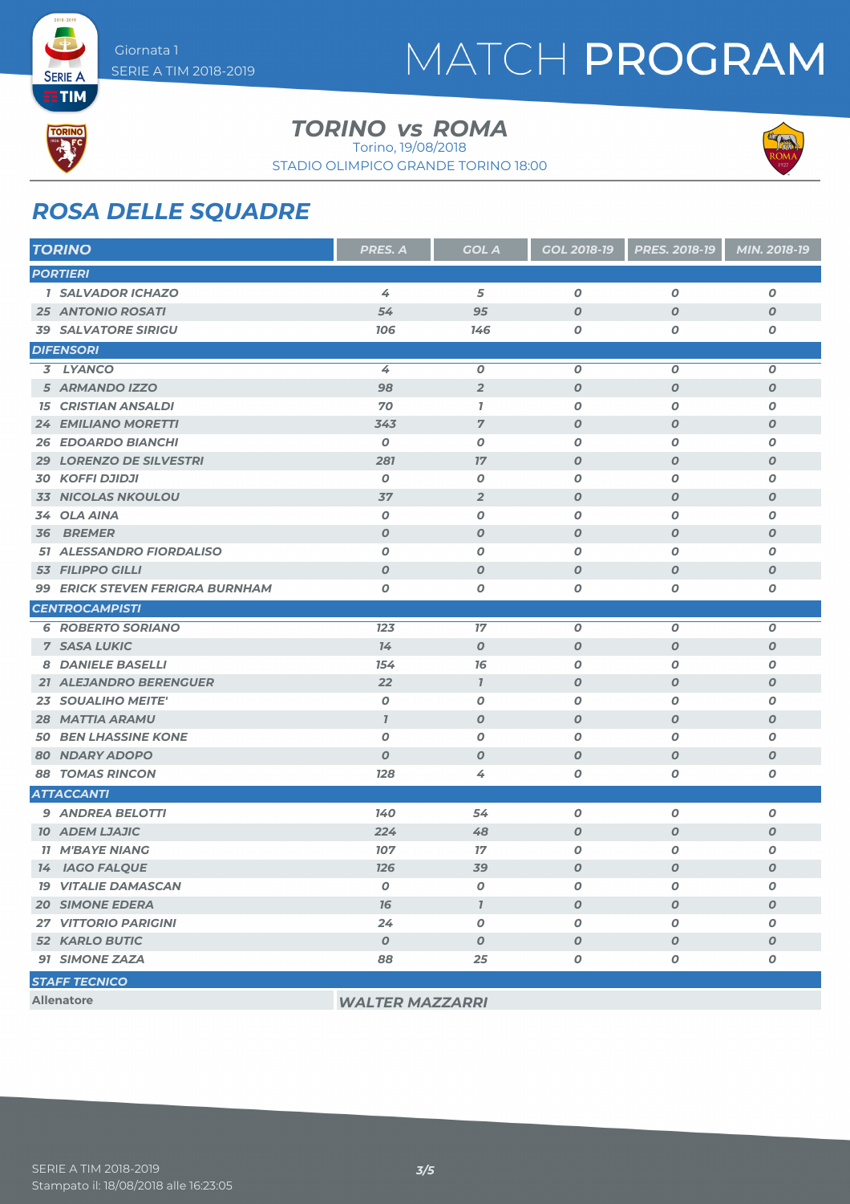# MATCH PROGRAM

Giornata 1
SERIE A TIM 2018-2019

## TORINO vs ROMA

Torino, 19/08/2018
STADIO OLIMPICO GRANDE TORINO 18:00

## ROSA DELLE SQUADRE

| TORINO | PRES. A | GOL A | GOL 2018-19 | PRES. 2018-19 | MIN. 2018-19 |
|---|---|---|---|---|---|
| **PORTIERI** | | | | | |
| 1 SALVADOR ICHAZO | 4 | 5 | 0 | 0 | 0 |
| 25 ANTONIO ROSATI | 54 | 95 | 0 | 0 | 0 |
| 39 SALVATORE SIRIGU | 106 | 146 | 0 | 0 | 0 |
| **DIFENSORI** | | | | | |
| 3 LYANCO | 4 | 0 | 0 | 0 | 0 |
| 5 ARMANDO IZZO | 98 | 2 | 0 | 0 | 0 |
| 15 CRISTIAN ANSALDI | 70 | 1 | 0 | 0 | 0 |
| 24 EMILIANO MORETTI | 343 | 7 | 0 | 0 | 0 |
| 26 EDOARDO BIANCHI | 0 | 0 | 0 | 0 | 0 |
| 29 LORENZO DE SILVESTRI | 281 | 17 | 0 | 0 | 0 |
| 30 KOFFI DJIDJI | 0 | 0 | 0 | 0 | 0 |
| 33 NICOLAS NKOULOU | 37 | 2 | 0 | 0 | 0 |
| 34 OLA AINA | 0 | 0 | 0 | 0 | 0 |
| 36 BREMER | 0 | 0 | 0 | 0 | 0 |
| 51 ALESSANDRO FIORDALISO | 0 | 0 | 0 | 0 | 0 |
| 53 FILIPPO GILLI | 0 | 0 | 0 | 0 | 0 |
| 99 ERICK STEVEN FERIGRA BURNHAM | 0 | 0 | 0 | 0 | 0 |
| **CENTROCAMPISTI** | | | | | |
| 6 ROBERTO SORIANO | 123 | 17 | 0 | 0 | 0 |
| 7 SASA LUKIC | 14 | 0 | 0 | 0 | 0 |
| 8 DANIELE BASELLI | 154 | 16 | 0 | 0 | 0 |
| 21 ALEJANDRO BERENGUER | 22 | 1 | 0 | 0 | 0 |
| 23 SOUALIHO MEITE' | 0 | 0 | 0 | 0 | 0 |
| 28 MATTIA ARAMU | 1 | 0 | 0 | 0 | 0 |
| 50 BEN LHASSINE KONE | 0 | 0 | 0 | 0 | 0 |
| 80 NDARY ADOPO | 0 | 0 | 0 | 0 | 0 |
| 88 TOMAS RINCON | 128 | 4 | 0 | 0 | 0 |
| **ATTACCANTI** | | | | | |
| 9 ANDREA BELOTTI | 140 | 54 | 0 | 0 | 0 |
| 10 ADEM LJAJIC | 224 | 48 | 0 | 0 | 0 |
| 11 M'BAYE NIANG | 107 | 17 | 0 | 0 | 0 |
| 14 IAGO FALQUE | 126 | 39 | 0 | 0 | 0 |
| 19 VITALIE DAMASCAN | 0 | 0 | 0 | 0 | 0 |
| 20 SIMONE EDERA | 16 | 1 | 0 | 0 | 0 |
| 27 VITTORIO PARIGINI | 24 | 0 | 0 | 0 | 0 |
| 52 KARLO BUTIC | 0 | 0 | 0 | 0 | 0 |
| 91 SIMONE ZAZA | 88 | 25 | 0 | 0 | 0 |

**STAFF TECNICO**

| Allenatore | WALTER MAZZARRI |
|---|---|

SERIE A TIM 2018-2019
Stampato il: 18/08/2018 alle 16:23:05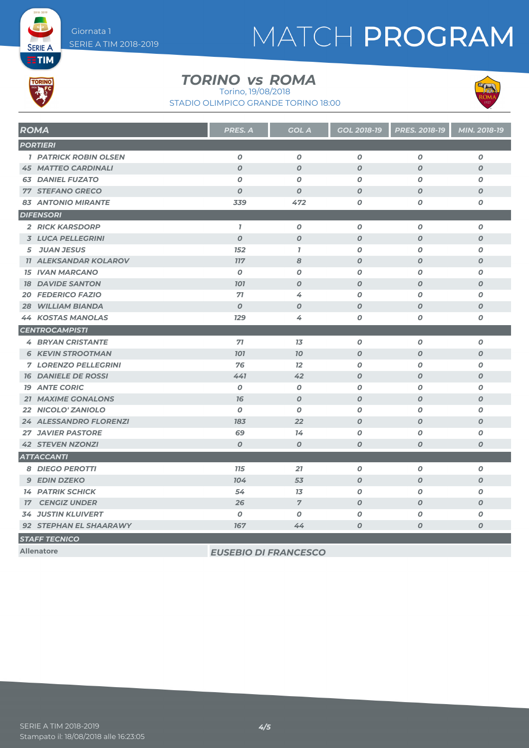# MATCH PROGRAM

Giornata 1
SERIE A TIM 2018-2019

## TORINO vs ROMA

Torino, 19/08/2018
STADIO OLIMPICO GRANDE TORINO 18:00

| ROMA | PRES. A | GOL A | GOL 2018-19 | PRES. 2018-19 | MIN. 2018-19 |
|---|---|---|---|---|---|
| **PORTIERI** | | | | | |
| 1 PATRICK ROBIN OLSEN | 0 | 0 | 0 | 0 | 0 |
| 45 MATTEO CARDINALI | 0 | 0 | 0 | 0 | 0 |
| 63 DANIEL FUZATO | 0 | 0 | 0 | 0 | 0 |
| 77 STEFANO GRECO | 0 | 0 | 0 | 0 | 0 |
| 83 ANTONIO MIRANTE | 339 | 472 | 0 | 0 | 0 |
| **DIFENSORI** | | | | | |
| 2 RICK KARSDORP | 1 | 0 | 0 | 0 | 0 |
| 3 LUCA PELLEGRINI | 0 | 0 | 0 | 0 | 0 |
| 5 JUAN JESUS | 152 | 1 | 0 | 0 | 0 |
| 11 ALEKSANDAR KOLAROV | 117 | 8 | 0 | 0 | 0 |
| 15 IVAN MARCANO | 0 | 0 | 0 | 0 | 0 |
| 18 DAVIDE SANTON | 101 | 0 | 0 | 0 | 0 |
| 20 FEDERICO FAZIO | 71 | 4 | 0 | 0 | 0 |
| 28 WILLIAM BIANDA | 0 | 0 | 0 | 0 | 0 |
| 44 KOSTAS MANOLAS | 129 | 4 | 0 | 0 | 0 |
| **CENTROCAMPISTI** | | | | | |
| 4 BRYAN CRISTANTE | 71 | 13 | 0 | 0 | 0 |
| 6 KEVIN STROOTMAN | 101 | 10 | 0 | 0 | 0 |
| 7 LORENZO PELLEGRINI | 76 | 12 | 0 | 0 | 0 |
| 16 DANIELE DE ROSSI | 441 | 42 | 0 | 0 | 0 |
| 19 ANTE CORIC | 0 | 0 | 0 | 0 | 0 |
| 21 MAXIME GONALONS | 16 | 0 | 0 | 0 | 0 |
| 22 NICOLO' ZANIOLO | 0 | 0 | 0 | 0 | 0 |
| 24 ALESSANDRO FLORENZI | 183 | 22 | 0 | 0 | 0 |
| 27 JAVIER PASTORE | 69 | 14 | 0 | 0 | 0 |
| 42 STEVEN NZONZI | 0 | 0 | 0 | 0 | 0 |
| **ATTACCANTI** | | | | | |
| 8 DIEGO PEROTTI | 115 | 21 | 0 | 0 | 0 |
| 9 EDIN DZEKO | 104 | 53 | 0 | 0 | 0 |
| 14 PATRIK SCHICK | 54 | 13 | 0 | 0 | 0 |
| 17 CENGIZ UNDER | 26 | 7 | 0 | 0 | 0 |
| 34 JUSTIN KLUIVERT | 0 | 0 | 0 | 0 | 0 |
| 92 STEPHAN EL SHAARAWY | 167 | 44 | 0 | 0 | 0 |

**STAFF TECNICO**

| | |
|---|---|
| Allenatore | EUSEBIO DI FRANCESCO |

SERIE A TIM 2018-2019
Stampato il: 18/08/2018 alle 16:23:05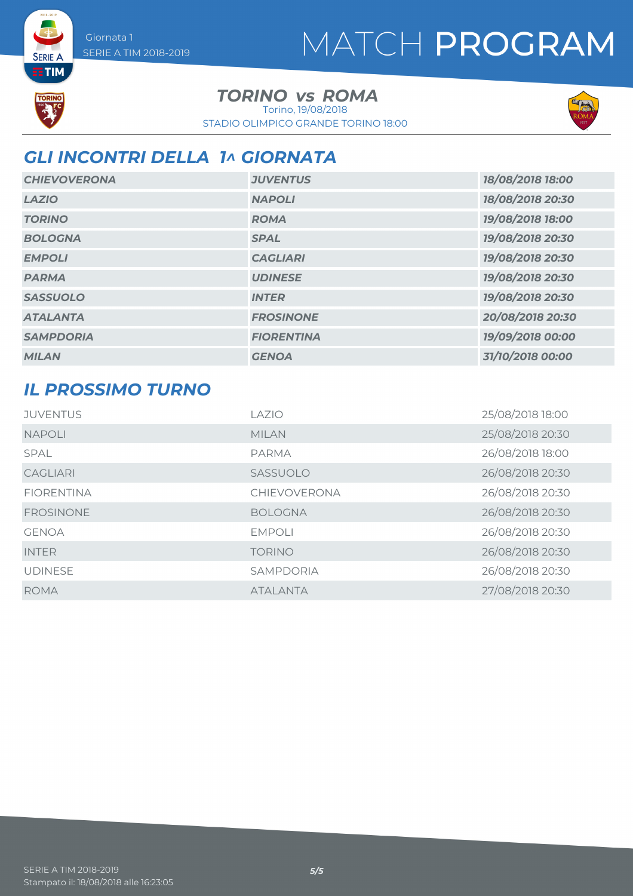Giornata 1

SERIE A TIM 2018-2019

# MATCH PROGRAM

## TORINO vs ROMA

Torino, 19/08/2018

STADIO OLIMPICO GRANDE TORINO 18:00

## GLI INCONTRI DELLA 1^ GIORNATA

| | | |
|---|---|---|
| CHIEVOVERONA | JUVENTUS | 18/08/2018 18:00 |
| LAZIO | NAPOLI | 18/08/2018 20:30 |
| TORINO | ROMA | 19/08/2018 18:00 |
| BOLOGNA | SPAL | 19/08/2018 20:30 |
| EMPOLI | CAGLIARI | 19/08/2018 20:30 |
| PARMA | UDINESE | 19/08/2018 20:30 |
| SASSUOLO | INTER | 19/08/2018 20:30 |
| ATALANTA | FROSINONE | 20/08/2018 20:30 |
| SAMPDORIA | FIORENTINA | 19/09/2018 00:00 |
| MILAN | GENOA | 31/10/2018 00:00 |

## IL PROSSIMO TURNO

| | | |
|---|---|---|
| JUVENTUS | LAZIO | 25/08/2018 18:00 |
| NAPOLI | MILAN | 25/08/2018 20:30 |
| SPAL | PARMA | 26/08/2018 18:00 |
| CAGLIARI | SASSUOLO | 26/08/2018 20:30 |
| FIORENTINA | CHIEVOVERONA | 26/08/2018 20:30 |
| FROSINONE | BOLOGNA | 26/08/2018 20:30 |
| GENOA | EMPOLI | 26/08/2018 20:30 |
| INTER | TORINO | 26/08/2018 20:30 |
| UDINESE | SAMPDORIA | 26/08/2018 20:30 |
| ROMA | ATALANTA | 27/08/2018 20:30 |

SERIE A TIM 2018-2019

Stampato il: 18/08/2018 alle 16:23:05